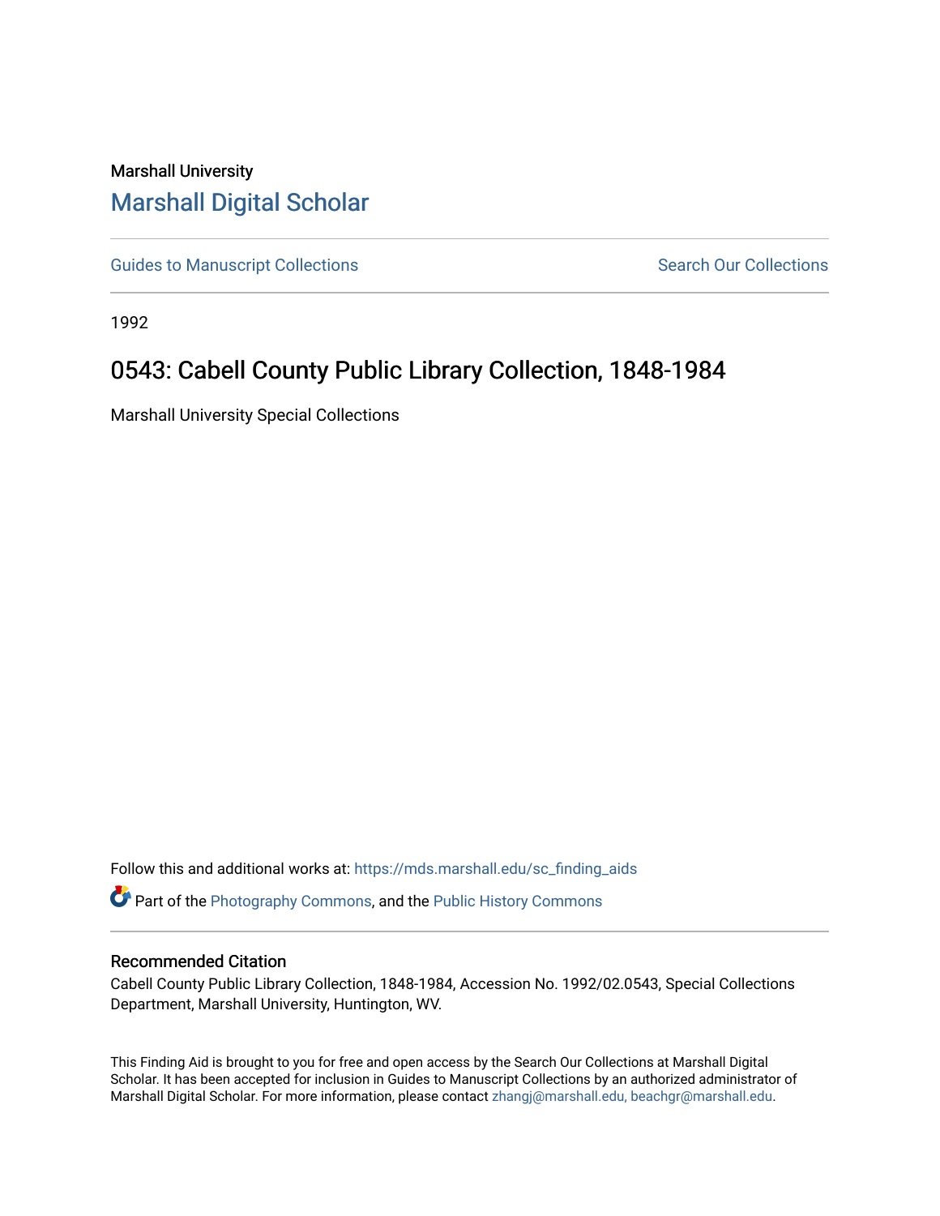Marshall University

# Marshall Digital Scholar

Guides to Manuscript Collections | Search Our Collections

1992

## 0543: Cabell County Public Library Collection, 1848-1984

Marshall University Special Collections

Follow this and additional works at: https://mds.marshall.edu/sc_finding_aids

Part of the Photography Commons, and the Public History Commons

### Recommended Citation

Cabell County Public Library Collection, 1848-1984, Accession No. 1992/02.0543, Special Collections Department, Marshall University, Huntington, WV.

This Finding Aid is brought to you for free and open access by the Search Our Collections at Marshall Digital Scholar. It has been accepted for inclusion in Guides to Manuscript Collections by an authorized administrator of Marshall Digital Scholar. For more information, please contact zhangj@marshall.edu, beachgr@marshall.edu.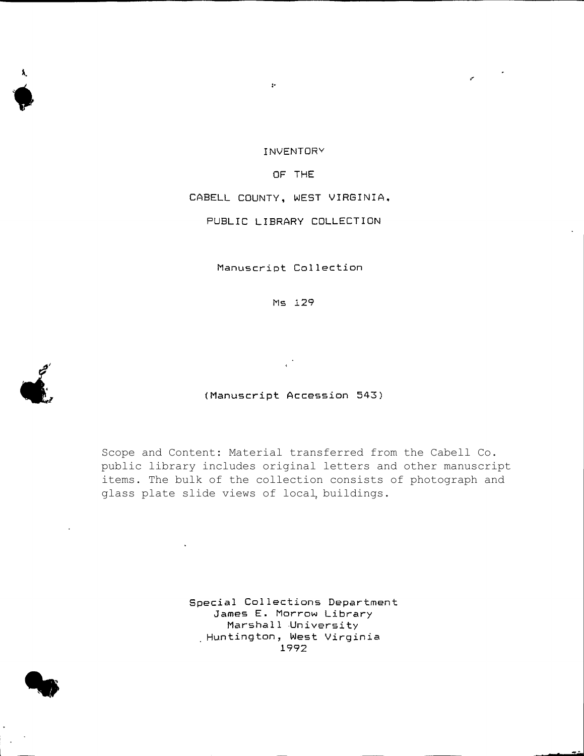# INVENTORY

# OF THE

# CABELL COUNTY, WEST VIRGINIA,

# PUBLIC LIBRARY COLLECTION

Manuscript Collection

Ms 129

(Manuscript Accession 543)

Scope and Content: Material transferred from the Cabell Co. public library includes original letters and other manuscript items. The bulk of the collection consists of photograph and glass plate slide views of local buildings.

Special Collections Department
James E. Morrow Library
Marshall University
Huntington, West Virginia
1992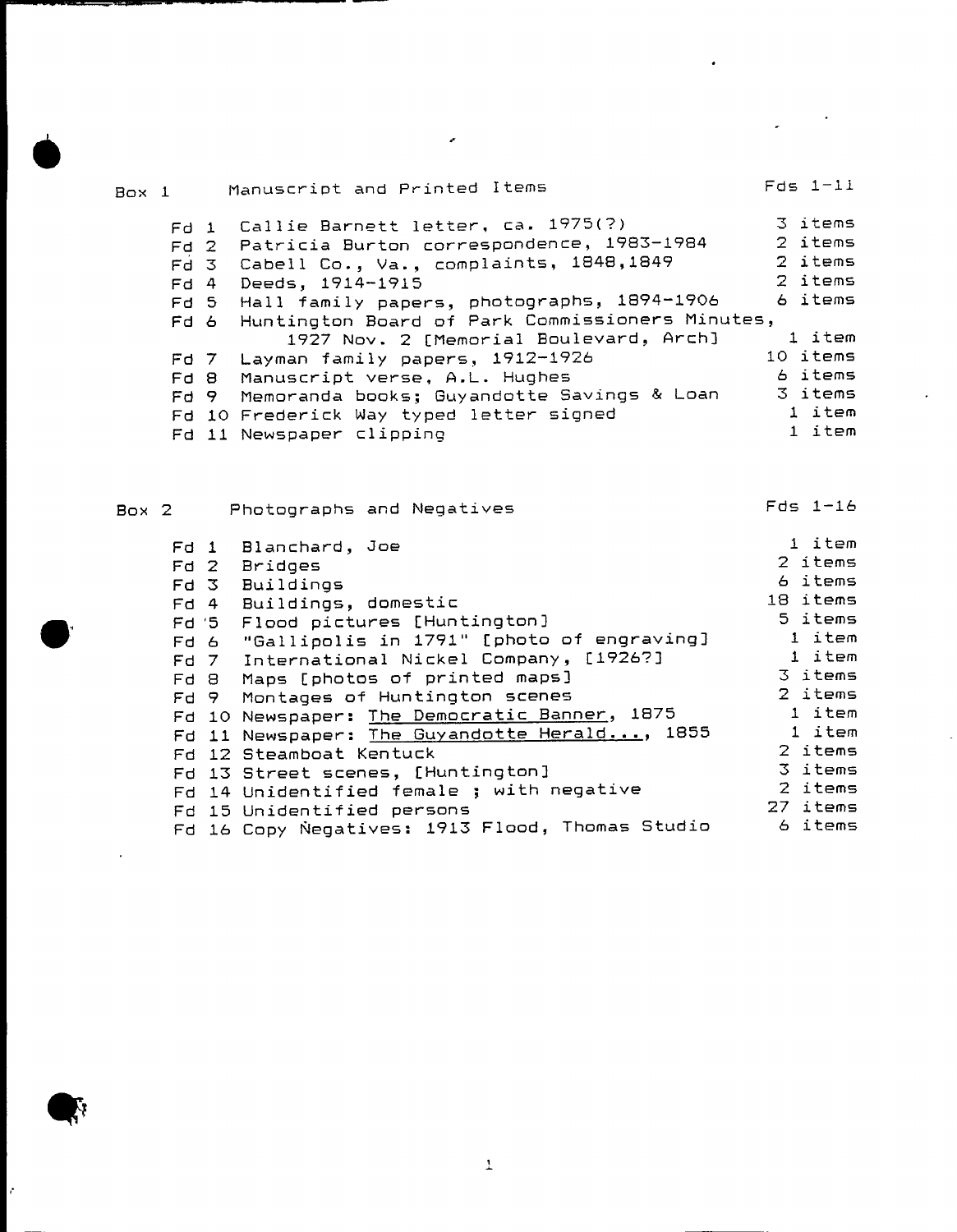## Box 1 Manuscript and Printed Items — Fds 1-11

| Folder | Description | Items |
|---|---|---|
| Fd 1 | Callie Barnett letter, ca. 1975(?) | 3 items |
| Fd 2 | Patricia Burton correspondence, 1983-1984 | 2 items |
| Fd 3 | Cabell Co., Va., complaints, 1848,1849 | 2 items |
| Fd 4 | Deeds, 1914-1915 | 2 items |
| Fd 5 | Hall family papers, photographs, 1894-1906 | 6 items |
| Fd 6 | Huntington Board of Park Commissioners Minutes, 1927 Nov. 2 [Memorial Boulevard, Arch] | 1 item |
| Fd 7 | Layman family papers, 1912-1926 | 10 items |
| Fd 8 | Manuscript verse, A.L. Hughes | 6 items |
| Fd 9 | Memoranda books; Guyandotte Savings & Loan | 3 items |
| Fd 10 | Frederick Way typed letter signed | 1 item |
| Fd 11 | Newspaper clipping | 1 item |

## Box 2 Photographs and Negatives — Fds 1-16

| Folder | Description | Items |
|---|---|---|
| Fd 1 | Blanchard, Joe | 1 item |
| Fd 2 | Bridges | 2 items |
| Fd 3 | Buildings | 6 items |
| Fd 4 | Buildings, domestic | 18 items |
| Fd 5 | Flood pictures [Huntington] | 5 items |
| Fd 6 | "Gallipolis in 1791" [photo of engraving] | 1 item |
| Fd 7 | International Nickel Company, [1926?] | 1 item |
| Fd 8 | Maps [photos of printed maps] | 3 items |
| Fd 9 | Montages of Huntington scenes | 2 items |
| Fd 10 | Newspaper: The Democratic Banner, 1875 | 1 item |
| Fd 11 | Newspaper: The Guyandotte Herald..., 1855 | 1 item |
| Fd 12 | Steamboat Kentuck | 2 items |
| Fd 13 | Street scenes, [Huntington] | 3 items |
| Fd 14 | Unidentified female ; with negative | 2 items |
| Fd 15 | Unidentified persons | 27 items |
| Fd 16 | Copy Negatives: 1913 Flood, Thomas Studio | 6 items |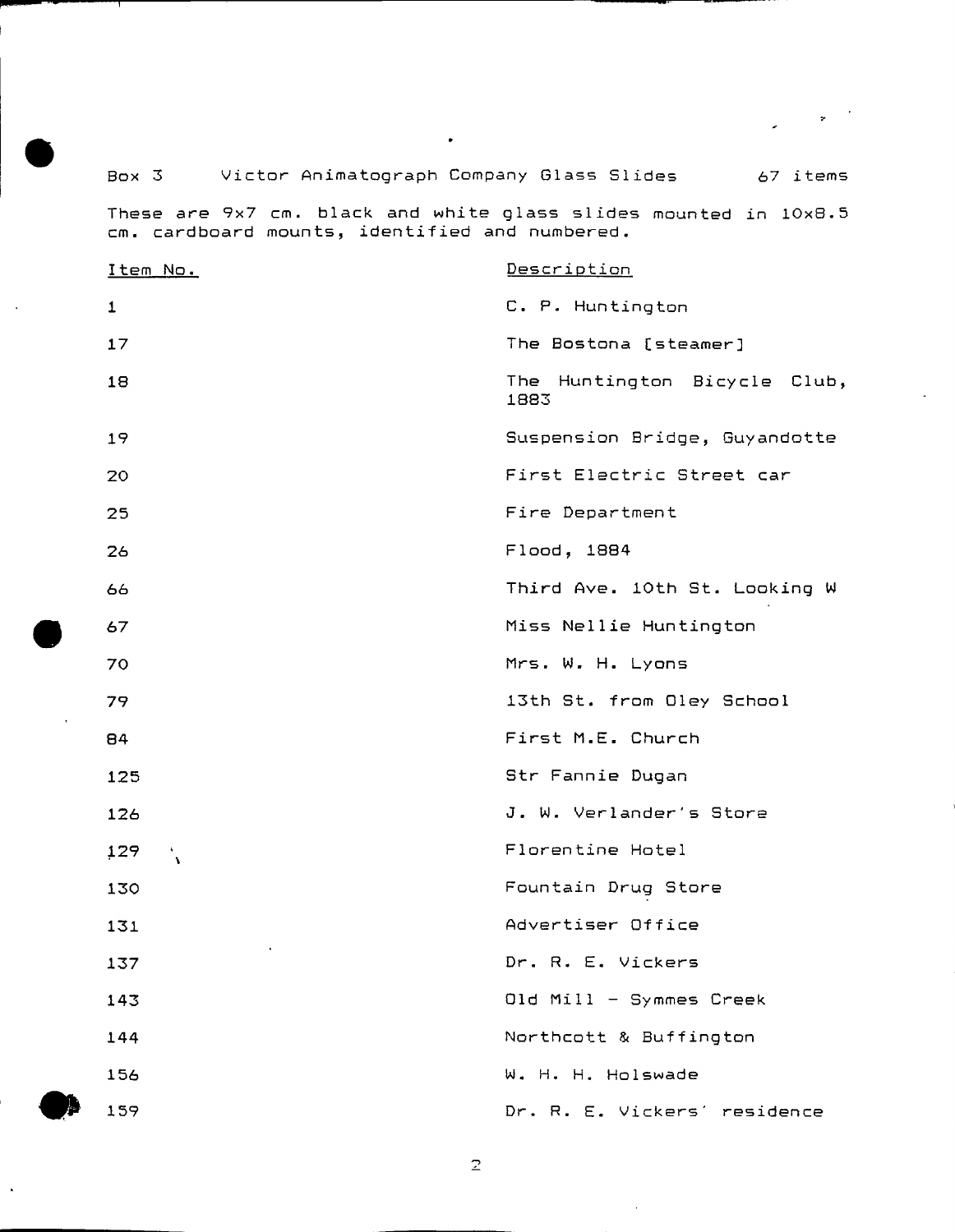Box 3 Victor Animatograph Company Glass Slides 67 items

These are 9x7 cm. black and white glass slides mounted in 10x8.5 cm. cardboard mounts, identified and numbered.

| Item No. | Description |
|---|---|
| 1 | C. P. Huntington |
| 17 | The Bostona [steamer] |
| 18 | The Huntington Bicycle Club, 1883 |
| 19 | Suspension Bridge, Guyandotte |
| 20 | First Electric Street car |
| 25 | Fire Department |
| 26 | Flood, 1884 |
| 66 | Third Ave. 10th St. Looking W |
| 67 | Miss Nellie Huntington |
| 70 | Mrs. W. H. Lyons |
| 79 | 13th St. from Oley School |
| 84 | First M.E. Church |
| 125 | Str Fannie Dugan |
| 126 | J. W. Verlander's Store |
| 129 | Florentine Hotel |
| 130 | Fountain Drug Store |
| 131 | Advertiser Office |
| 137 | Dr. R. E. Vickers |
| 143 | Old Mill - Symmes Creek |
| 144 | Northcott & Buffington |
| 156 | W. H. H. Holswade |
| 159 | Dr. R. E. Vickers' residence |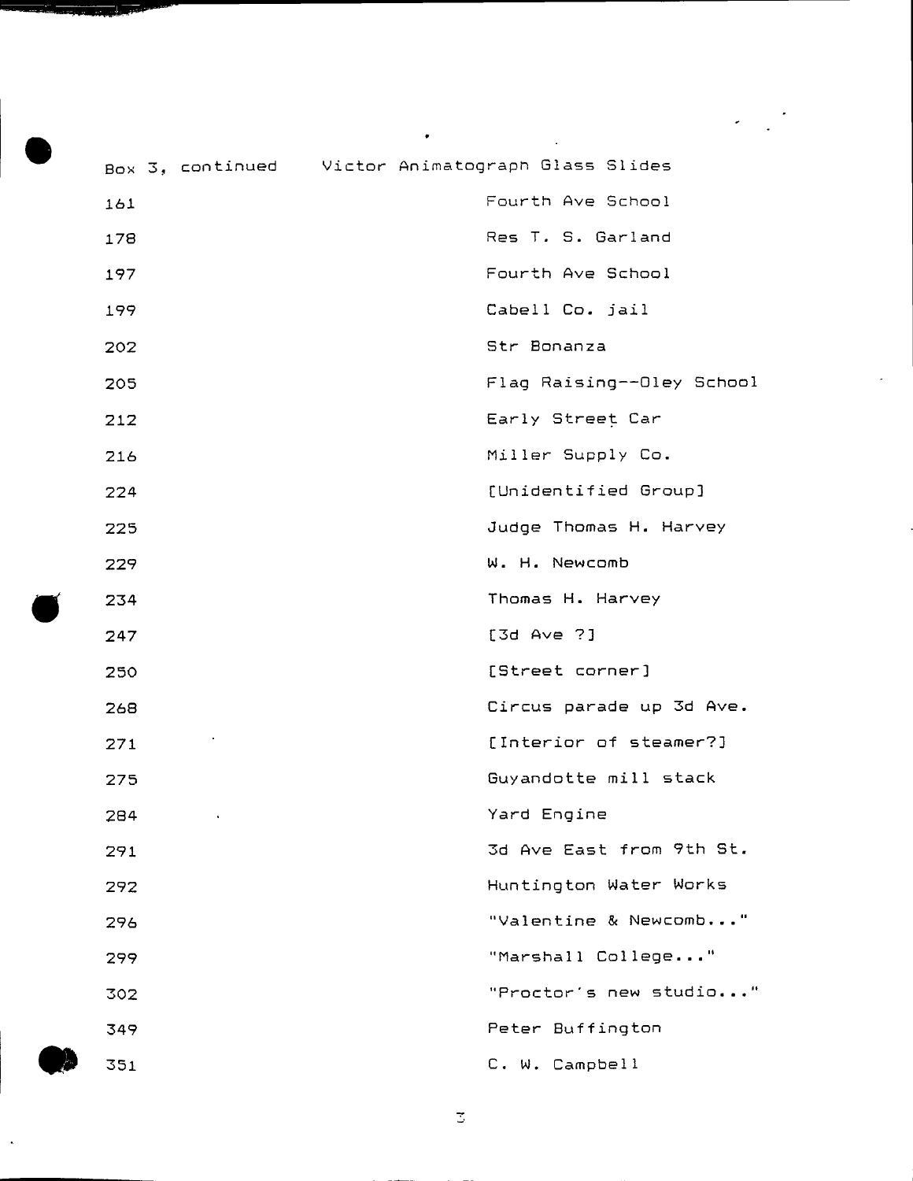Box 3, continued    Victor Animatograph Glass Slides

| | |
|---|---|
| 161 | Fourth Ave School |
| 178 | Res T. S. Garland |
| 197 | Fourth Ave School |
| 199 | Cabell Co. jail |
| 202 | Str Bonanza |
| 205 | Flag Raising--Oley School |
| 212 | Early Street Car |
| 216 | Miller Supply Co. |
| 224 | [Unidentified Group] |
| 225 | Judge Thomas H. Harvey |
| 229 | W. H. Newcomb |
| 234 | Thomas H. Harvey |
| 247 | [3d Ave ?] |
| 250 | [Street corner] |
| 268 | Circus parade up 3d Ave. |
| 271 | [Interior of steamer?] |
| 275 | Guyandotte mill stack |
| 284 | Yard Engine |
| 291 | 3d Ave East from 9th St. |
| 292 | Huntington Water Works |
| 296 | "Valentine & Newcomb..." |
| 299 | "Marshall College..." |
| 302 | "Proctor's new studio..." |
| 349 | Peter Buffington |
| 351 | C. W. Campbell |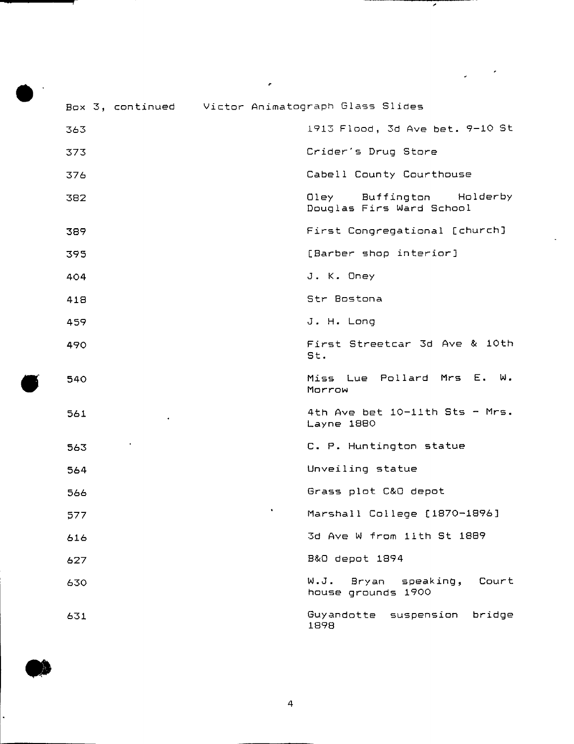Box 3, continued Victor Animatograph Glass Slides

| | |
|---|---|
| 363 | 1913 Flood, 3d Ave bet. 9-10 St |
| 373 | Crider's Drug Store |
| 376 | Cabell County Courthouse |
| 382 | Oley Buffington Holderby Douglas Firs Ward School |
| 389 | First Congregational [church] |
| 395 | [Barber shop interior] |
| 404 | J. K. Oney |
| 418 | Str Bostona |
| 459 | J. H. Long |
| 490 | First Streetcar 3d Ave & 10th St. |
| 540 | Miss Lue Pollard Mrs E. W. Morrow |
| 561 | 4th Ave bet 10-11th Sts - Mrs. Layne 1880 |
| 563 | C. P. Huntington statue |
| 564 | Unveiling statue |
| 566 | Grass plot C&O depot |
| 577 | Marshall College [1870-1896] |
| 616 | 3d Ave W from 11th St 1889 |
| 627 | B&O depot 1894 |
| 630 | W.J. Bryan speaking, Court house grounds 1900 |
| 631 | Guyandotte suspension bridge 1898 |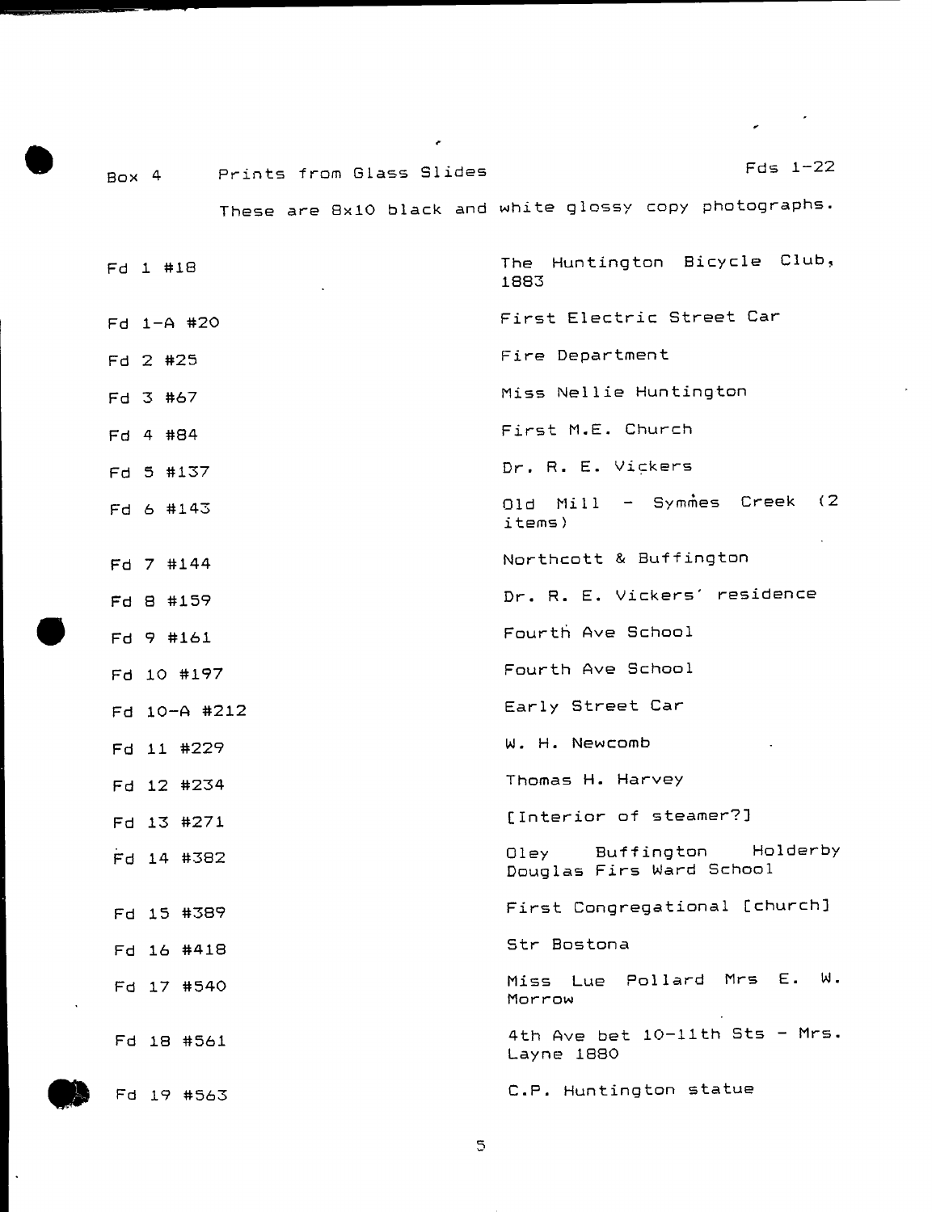Box 4 Prints from Glass Slides Fds 1-22

These are 8x10 black and white glossy copy photographs.

| | |
|---|---|
| Fd 1 #18 | The Huntington Bicycle Club, 1883 |
| Fd 1-A #20 | First Electric Street Car |
| Fd 2 #25 | Fire Department |
| Fd 3 #67 | Miss Nellie Huntington |
| Fd 4 #84 | First M.E. Church |
| Fd 5 #137 | Dr. R. E. Vickers |
| Fd 6 #143 | Old Mill - Symmes Creek (2 items) |
| Fd 7 #144 | Northcott & Buffington |
| Fd 8 #159 | Dr. R. E. Vickers' residence |
| Fd 9 #161 | Fourth Ave School |
| Fd 10 #197 | Fourth Ave School |
| Fd 10-A #212 | Early Street Car |
| Fd 11 #229 | W. H. Newcomb |
| Fd 12 #234 | Thomas H. Harvey |
| Fd 13 #271 | [Interior of steamer?] |
| Fd 14 #382 | Oley Buffington Holderby Douglas Firs Ward School |
| Fd 15 #389 | First Congregational [church] |
| Fd 16 #418 | Str Bostona |
| Fd 17 #540 | Miss Lue Pollard Mrs E. W. Morrow |
| Fd 18 #561 | 4th Ave bet 10-11th Sts - Mrs. Layne 1880 |
| Fd 19 #563 | C.P. Huntington statue |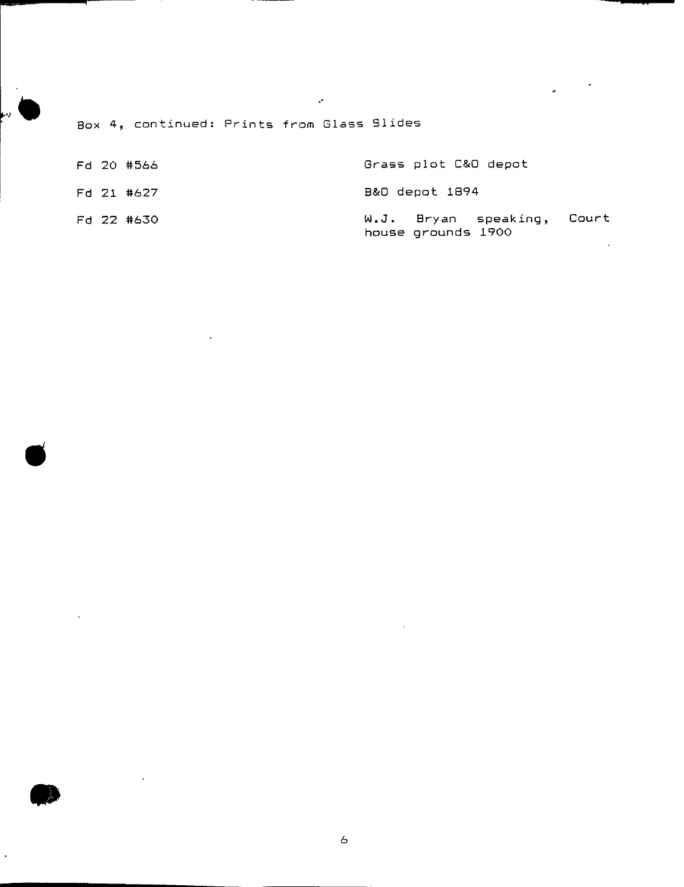Box 4, continued: Prints from Glass Slides

| | |
|---|---|
| Fd 20 #566 | Grass plot C&O depot |
| Fd 21 #627 | B&O depot 1894 |
| Fd 22 #630 | W.J. Bryan speaking, Court house grounds 1900 |